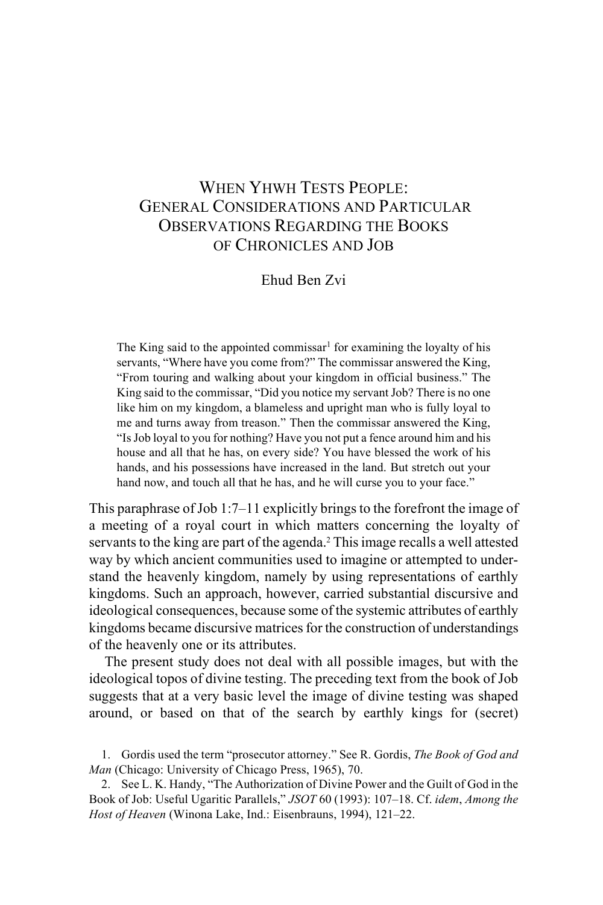# When YHWH Tests People: General Considerations and Particular Observations Regarding the Books of Chronicles and Job

Ehud Ben Zvi

> The King said to the appointed commissar[1] for examining the loyalty of his servants, "Where have you come from?" The commissar answered the King, "From touring and walking about your kingdom in official business." The King said to the commissar, "Did you notice my servant Job? There is no one like him on my kingdom, a blameless and upright man who is fully loyal to me and turns away from treason." Then the commissar answered the King, "Is Job loyal to you for nothing? Have you not put a fence around him and his house and all that he has, on every side? You have blessed the work of his hands, and his possessions have increased in the land. But stretch out your hand now, and touch all that he has, and he will curse you to your face."

This paraphrase of Job 1:7–11 explicitly brings to the forefront the image of a meeting of a royal court in which matters concerning the loyalty of servants to the king are part of the agenda.[2] This image recalls a well attested way by which ancient communities used to imagine or attempted to understand the heavenly kingdom, namely by using representations of earthly kingdoms. Such an approach, however, carried substantial discursive and ideological consequences, because some of the systemic attributes of earthly kingdoms became discursive matrices for the construction of understandings of the heavenly one or its attributes.

The present study does not deal with all possible images, but with the ideological topos of divine testing. The preceding text from the book of Job suggests that at a very basic level the image of divine testing was shaped around, or based on that of the search by earthly kings for (secret)

1. Gordis used the term "prosecutor attorney." See R. Gordis, *The Book of God and Man* (Chicago: University of Chicago Press, 1965), 70.

2. See L. K. Handy, "The Authorization of Divine Power and the Guilt of God in the Book of Job: Useful Ugaritic Parallels," *JSOT* 60 (1993): 107–18. Cf. *idem*, *Among the Host of Heaven* (Winona Lake, Ind.: Eisenbrauns, 1994), 121–22.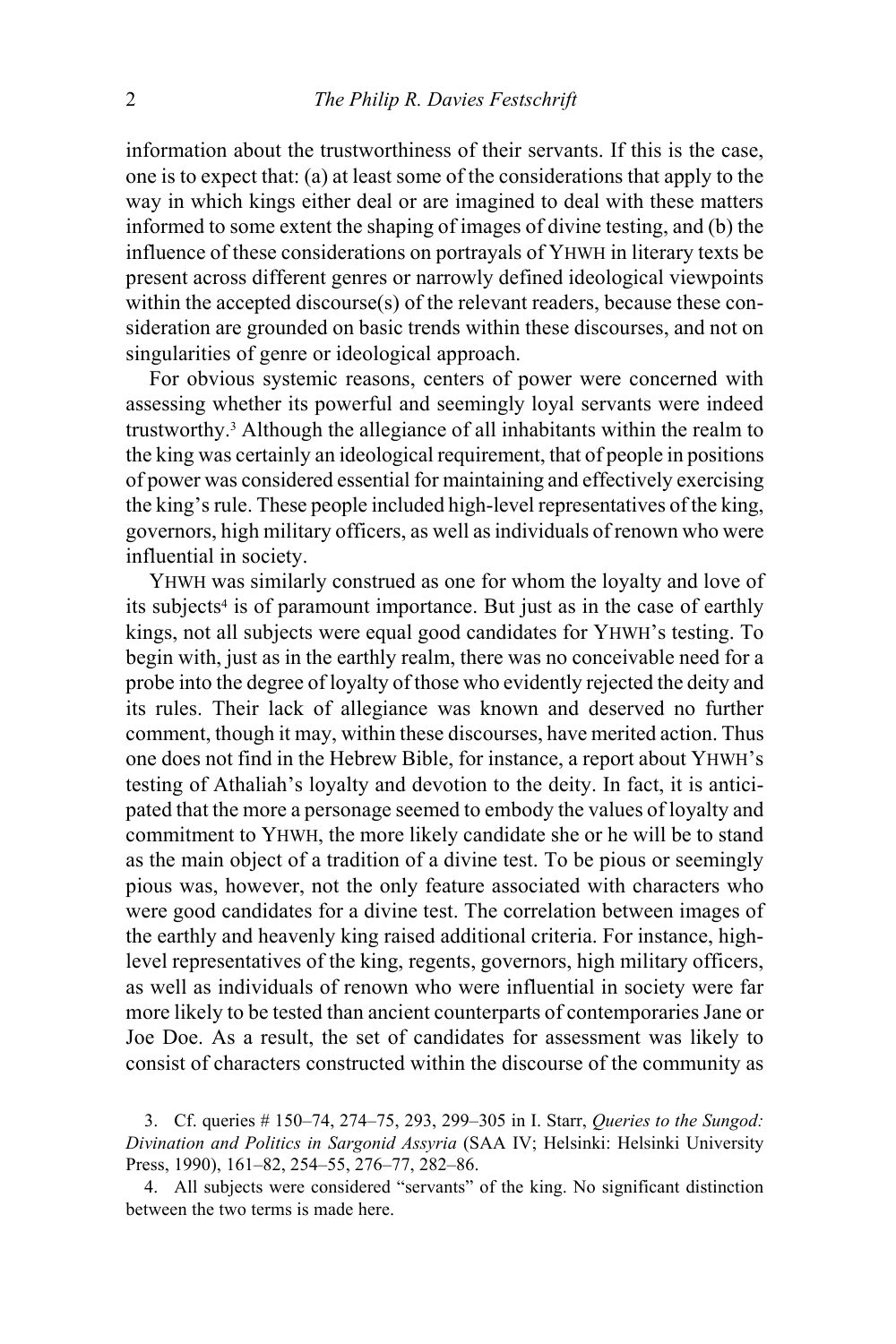information about the trustworthiness of their servants. If this is the case, one is to expect that: (a) at least some of the considerations that apply to the way in which kings either deal or are imagined to deal with these matters informed to some extent the shaping of images of divine testing, and (b) the influence of these considerations on portrayals of YHWH in literary texts be present across different genres or narrowly defined ideological viewpoints within the accepted discourse(s) of the relevant readers, because these consideration are grounded on basic trends within these discourses, and not on singularities of genre or ideological approach.

For obvious systemic reasons, centers of power were concerned with assessing whether its powerful and seemingly loyal servants were indeed trustworthy.[3] Although the allegiance of all inhabitants within the realm to the king was certainly an ideological requirement, that of people in positions of power was considered essential for maintaining and effectively exercising the king's rule. These people included high-level representatives of the king, governors, high military officers, as well as individuals of renown who were influential in society.

YHWH was similarly construed as one for whom the loyalty and love of its subjects[4] is of paramount importance. But just as in the case of earthly kings, not all subjects were equal good candidates for YHWH's testing. To begin with, just as in the earthly realm, there was no conceivable need for a probe into the degree of loyalty of those who evidently rejected the deity and its rules. Their lack of allegiance was known and deserved no further comment, though it may, within these discourses, have merited action. Thus one does not find in the Hebrew Bible, for instance, a report about YHWH's testing of Athaliah's loyalty and devotion to the deity. In fact, it is anticipated that the more a personage seemed to embody the values of loyalty and commitment to YHWH, the more likely candidate she or he will be to stand as the main object of a tradition of a divine test. To be pious or seemingly pious was, however, not the only feature associated with characters who were good candidates for a divine test. The correlation between images of the earthly and heavenly king raised additional criteria. For instance, high-level representatives of the king, regents, governors, high military officers, as well as individuals of renown who were influential in society were far more likely to be tested than ancient counterparts of contemporaries Jane or Joe Doe. As a result, the set of candidates for assessment was likely to consist of characters constructed within the discourse of the community as

3. Cf. queries # 150–74, 274–75, 293, 299–305 in I. Starr, *Queries to the Sungod: Divination and Politics in Sargonid Assyria* (SAA IV; Helsinki: Helsinki University Press, 1990), 161–82, 254–55, 276–77, 282–86.

4. All subjects were considered "servants" of the king. No significant distinction between the two terms is made here.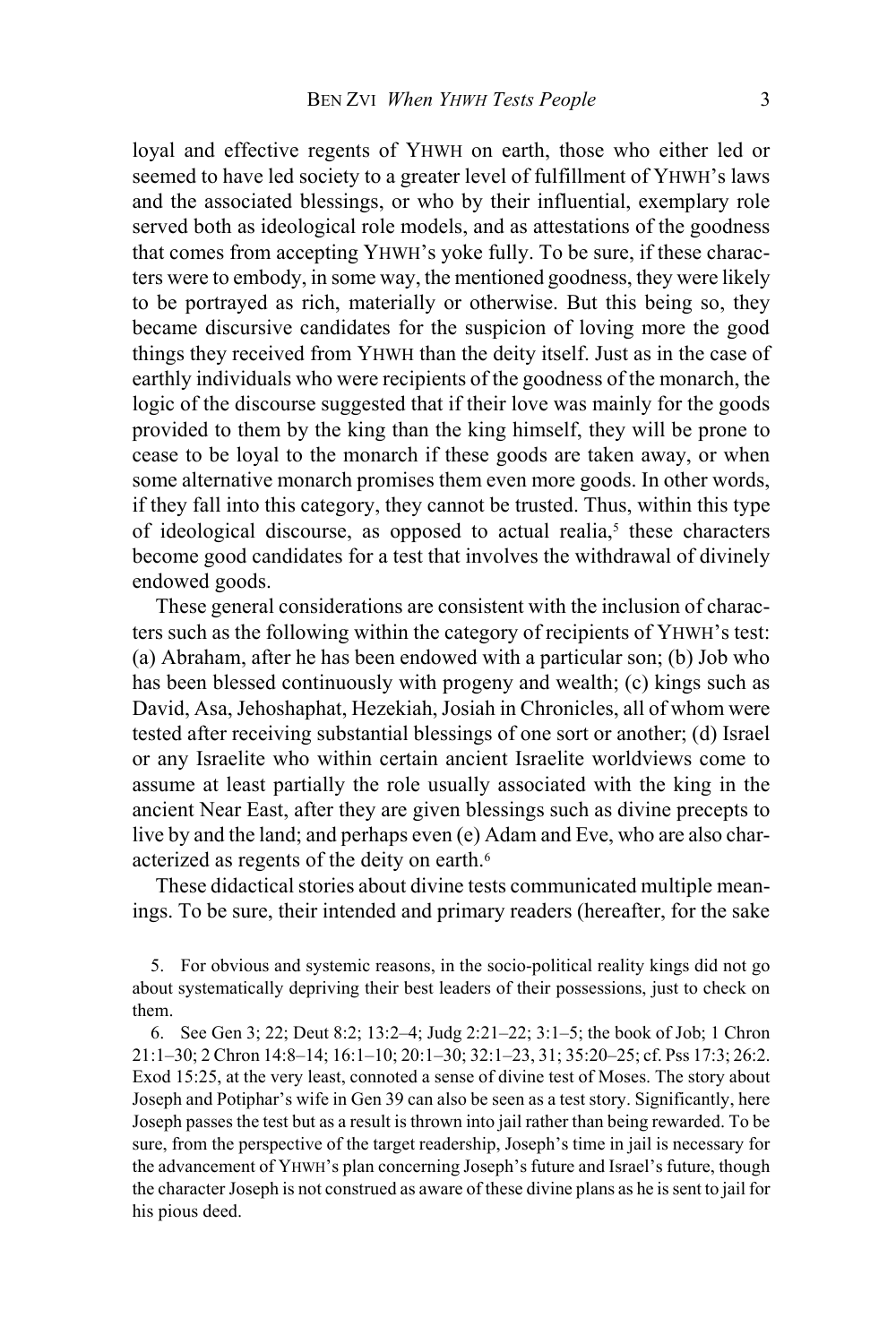loyal and effective regents of YHWH on earth, those who either led or seemed to have led society to a greater level of fulfillment of YHWH's laws and the associated blessings, or who by their influential, exemplary role served both as ideological role models, and as attestations of the goodness that comes from accepting YHWH's yoke fully. To be sure, if these characters were to embody, in some way, the mentioned goodness, they were likely to be portrayed as rich, materially or otherwise. But this being so, they became discursive candidates for the suspicion of loving more the good things they received from YHWH than the deity itself. Just as in the case of earthly individuals who were recipients of the goodness of the monarch, the logic of the discourse suggested that if their love was mainly for the goods provided to them by the king than the king himself, they will be prone to cease to be loyal to the monarch if these goods are taken away, or when some alternative monarch promises them even more goods. In other words, if they fall into this category, they cannot be trusted. Thus, within this type of ideological discourse, as opposed to actual realia,[5] these characters become good candidates for a test that involves the withdrawal of divinely endowed goods.

These general considerations are consistent with the inclusion of characters such as the following within the category of recipients of YHWH's test: (a) Abraham, after he has been endowed with a particular son; (b) Job who has been blessed continuously with progeny and wealth; (c) kings such as David, Asa, Jehoshaphat, Hezekiah, Josiah in Chronicles, all of whom were tested after receiving substantial blessings of one sort or another; (d) Israel or any Israelite who within certain ancient Israelite worldviews come to assume at least partially the role usually associated with the king in the ancient Near East, after they are given blessings such as divine precepts to live by and the land; and perhaps even (e) Adam and Eve, who are also characterized as regents of the deity on earth.[6]

These didactical stories about divine tests communicated multiple meanings. To be sure, their intended and primary readers (hereafter, for the sake

5. For obvious and systemic reasons, in the socio-political reality kings did not go about systematically depriving their best leaders of their possessions, just to check on them.

6. See Gen 3; 22; Deut 8:2; 13:2–4; Judg 2:21–22; 3:1–5; the book of Job; 1 Chron 21:1–30; 2 Chron 14:8–14; 16:1–10; 20:1–30; 32:1–23, 31; 35:20–25; cf. Pss 17:3; 26:2. Exod 15:25, at the very least, connoted a sense of divine test of Moses. The story about Joseph and Potiphar's wife in Gen 39 can also be seen as a test story. Significantly, here Joseph passes the test but as a result is thrown into jail rather than being rewarded. To be sure, from the perspective of the target readership, Joseph's time in jail is necessary for the advancement of YHWH's plan concerning Joseph's future and Israel's future, though the character Joseph is not construed as aware of these divine plans as he is sent to jail for his pious deed.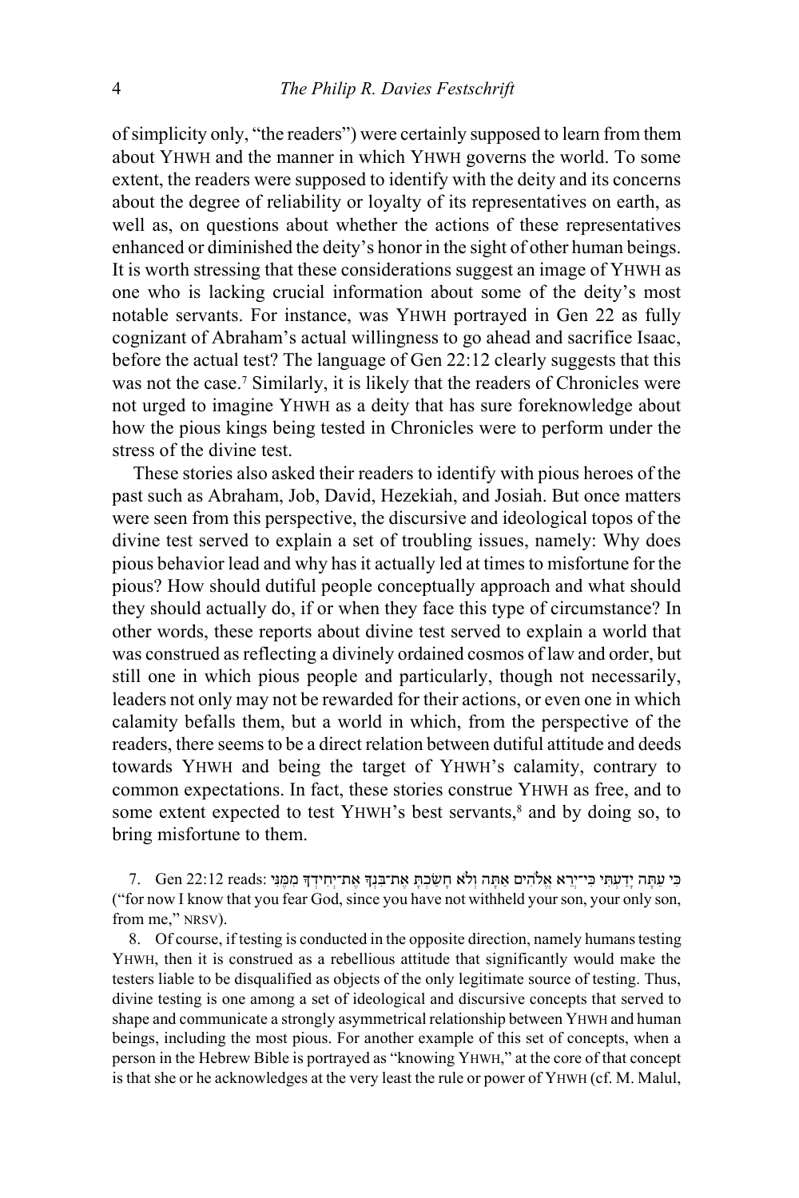of simplicity only, "the readers") were certainly supposed to learn from them about YHWH and the manner in which YHWH governs the world. To some extent, the readers were supposed to identify with the deity and its concerns about the degree of reliability or loyalty of its representatives on earth, as well as, on questions about whether the actions of these representatives enhanced or diminished the deity's honor in the sight of other human beings. It is worth stressing that these considerations suggest an image of YHWH as one who is lacking crucial information about some of the deity's most notable servants. For instance, was YHWH portrayed in Gen 22 as fully cognizant of Abraham's actual willingness to go ahead and sacrifice Isaac, before the actual test? The language of Gen 22:12 clearly suggests that this was not the case.[7] Similarly, it is likely that the readers of Chronicles were not urged to imagine YHWH as a deity that has sure foreknowledge about how the pious kings being tested in Chronicles were to perform under the stress of the divine test.

These stories also asked their readers to identify with pious heroes of the past such as Abraham, Job, David, Hezekiah, and Josiah. But once matters were seen from this perspective, the discursive and ideological topos of the divine test served to explain a set of troubling issues, namely: Why does pious behavior lead and why has it actually led at times to misfortune for the pious? How should dutiful people conceptually approach and what should they should actually do, if or when they face this type of circumstance? In other words, these reports about divine test served to explain a world that was construed as reflecting a divinely ordained cosmos of law and order, but still one in which pious people and particularly, though not necessarily, leaders not only may not be rewarded for their actions, or even one in which calamity befalls them, but a world in which, from the perspective of the readers, there seems to be a direct relation between dutiful attitude and deeds towards YHWH and being the target of YHWH's calamity, contrary to common expectations. In fact, these stories construe YHWH as free, and to some extent expected to test YHWH's best servants,[8] and by doing so, to bring misfortune to them.

7. Gen 22:12 reads: כִּי עַתָּה יָדַעְתִּי כִּי־יְרֵא אֱלֹהִים אַתָּה וְלֹא חָשַׂכְתָּ אֶת־בִּנְךָ אֶת־יְחִידְךָ מִמֶּנִּי ("for now I know that you fear God, since you have not withheld your son, your only son, from me," NRSV).

8. Of course, if testing is conducted in the opposite direction, namely humans testing YHWH, then it is construed as a rebellious attitude that significantly would make the testers liable to be disqualified as objects of the only legitimate source of testing. Thus, divine testing is one among a set of ideological and discursive concepts that served to shape and communicate a strongly asymmetrical relationship between YHWH and human beings, including the most pious. For another example of this set of concepts, when a person in the Hebrew Bible is portrayed as "knowing YHWH," at the core of that concept is that she or he acknowledges at the very least the rule or power of YHWH (cf. M. Malul,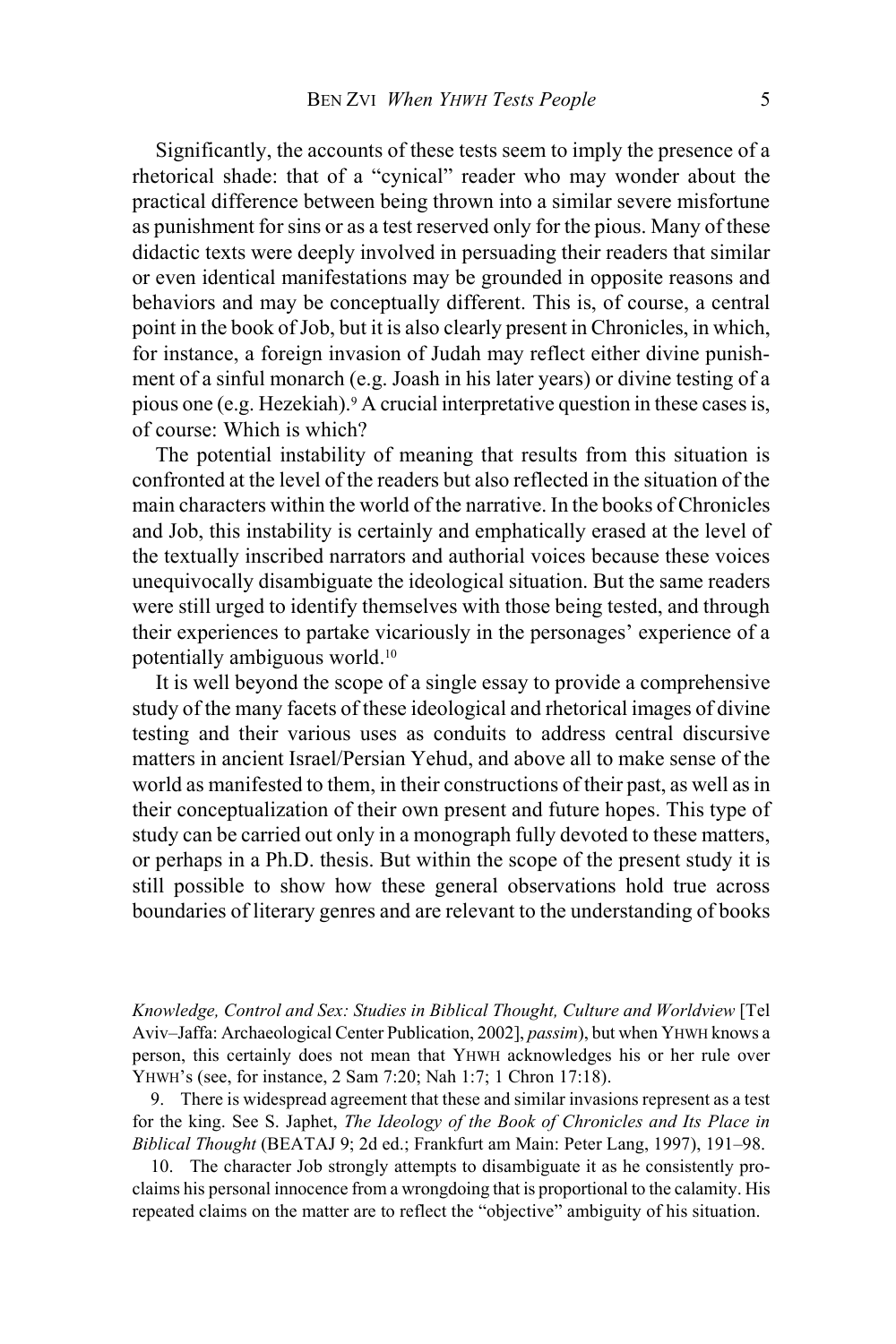Significantly, the accounts of these tests seem to imply the presence of a rhetorical shade: that of a "cynical" reader who may wonder about the practical difference between being thrown into a similar severe misfortune as punishment for sins or as a test reserved only for the pious. Many of these didactic texts were deeply involved in persuading their readers that similar or even identical manifestations may be grounded in opposite reasons and behaviors and may be conceptually different. This is, of course, a central point in the book of Job, but it is also clearly present in Chronicles, in which, for instance, a foreign invasion of Judah may reflect either divine punishment of a sinful monarch (e.g. Joash in his later years) or divine testing of a pious one (e.g. Hezekiah).[9] A crucial interpretative question in these cases is, of course: Which is which?

The potential instability of meaning that results from this situation is confronted at the level of the readers but also reflected in the situation of the main characters within the world of the narrative. In the books of Chronicles and Job, this instability is certainly and emphatically erased at the level of the textually inscribed narrators and authorial voices because these voices unequivocally disambiguate the ideological situation. But the same readers were still urged to identify themselves with those being tested, and through their experiences to partake vicariously in the personages' experience of a potentially ambiguous world.[10]

It is well beyond the scope of a single essay to provide a comprehensive study of the many facets of these ideological and rhetorical images of divine testing and their various uses as conduits to address central discursive matters in ancient Israel/Persian Yehud, and above all to make sense of the world as manifested to them, in their constructions of their past, as well as in their conceptualization of their own present and future hopes. This type of study can be carried out only in a monograph fully devoted to these matters, or perhaps in a Ph.D. thesis. But within the scope of the present study it is still possible to show how these general observations hold true across boundaries of literary genres and are relevant to the understanding of books

*Knowledge, Control and Sex: Studies in Biblical Thought, Culture and Worldview* [Tel Aviv–Jaffa: Archaeological Center Publication, 2002], *passim*), but when YHWH knows a person, this certainly does not mean that YHWH acknowledges his or her rule over YHWH's (see, for instance, 2 Sam 7:20; Nah 1:7; 1 Chron 17:18).

9. There is widespread agreement that these and similar invasions represent as a test for the king. See S. Japhet, *The Ideology of the Book of Chronicles and Its Place in Biblical Thought* (BEATAJ 9; 2d ed.; Frankfurt am Main: Peter Lang, 1997), 191–98.

10. The character Job strongly attempts to disambiguate it as he consistently proclaims his personal innocence from a wrongdoing that is proportional to the calamity. His repeated claims on the matter are to reflect the "objective" ambiguity of his situation.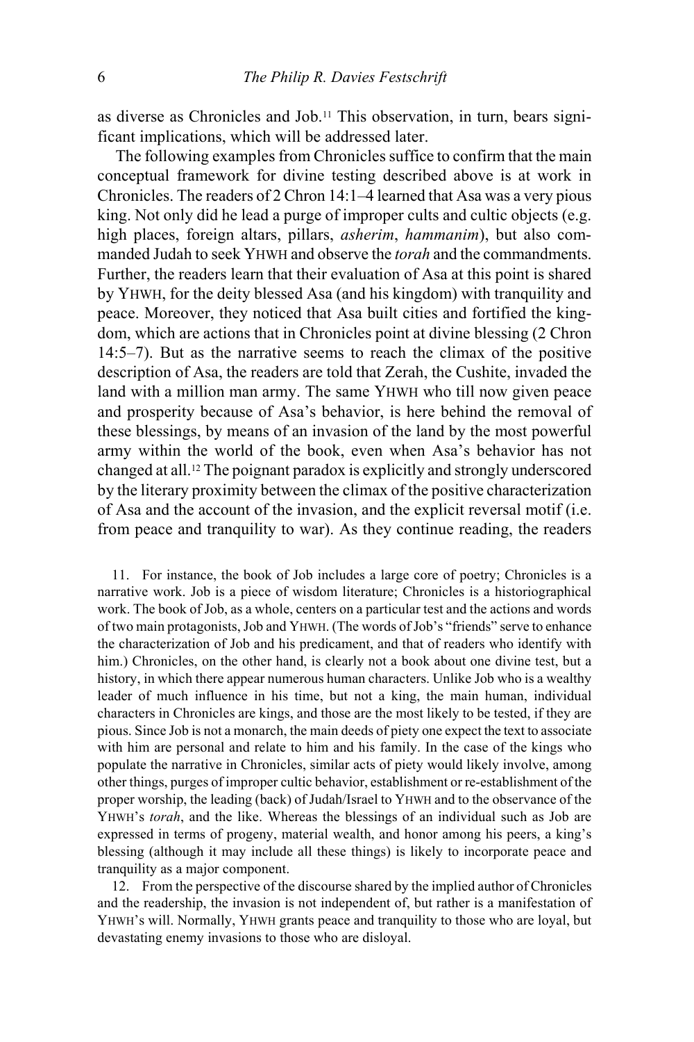as diverse as Chronicles and Job.[11] This observation, in turn, bears significant implications, which will be addressed later.

The following examples from Chronicles suffice to confirm that the main conceptual framework for divine testing described above is at work in Chronicles. The readers of 2 Chron 14:1–4 learned that Asa was a very pious king. Not only did he lead a purge of improper cults and cultic objects (e.g. high places, foreign altars, pillars, *asherim*, *hammanim*), but also commanded Judah to seek YHWH and observe the *torah* and the commandments. Further, the readers learn that their evaluation of Asa at this point is shared by YHWH, for the deity blessed Asa (and his kingdom) with tranquility and peace. Moreover, they noticed that Asa built cities and fortified the kingdom, which are actions that in Chronicles point at divine blessing (2 Chron 14:5–7). But as the narrative seems to reach the climax of the positive description of Asa, the readers are told that Zerah, the Cushite, invaded the land with a million man army. The same YHWH who till now given peace and prosperity because of Asa's behavior, is here behind the removal of these blessings, by means of an invasion of the land by the most powerful army within the world of the book, even when Asa's behavior has not changed at all.[12] The poignant paradox is explicitly and strongly underscored by the literary proximity between the climax of the positive characterization of Asa and the account of the invasion, and the explicit reversal motif (i.e. from peace and tranquility to war). As they continue reading, the readers

11. For instance, the book of Job includes a large core of poetry; Chronicles is a narrative work. Job is a piece of wisdom literature; Chronicles is a historiographical work. The book of Job, as a whole, centers on a particular test and the actions and words of two main protagonists, Job and YHWH. (The words of Job's "friends" serve to enhance the characterization of Job and his predicament, and that of readers who identify with him.) Chronicles, on the other hand, is clearly not a book about one divine test, but a history, in which there appear numerous human characters. Unlike Job who is a wealthy leader of much influence in his time, but not a king, the main human, individual characters in Chronicles are kings, and those are the most likely to be tested, if they are pious. Since Job is not a monarch, the main deeds of piety one expect the text to associate with him are personal and relate to him and his family. In the case of the kings who populate the narrative in Chronicles, similar acts of piety would likely involve, among other things, purges of improper cultic behavior, establishment or re-establishment of the proper worship, the leading (back) of Judah/Israel to YHWH and to the observance of the YHWH's *torah*, and the like. Whereas the blessings of an individual such as Job are expressed in terms of progeny, material wealth, and honor among his peers, a king's blessing (although it may include all these things) is likely to incorporate peace and tranquility as a major component.

12. From the perspective of the discourse shared by the implied author of Chronicles and the readership, the invasion is not independent of, but rather is a manifestation of YHWH's will. Normally, YHWH grants peace and tranquility to those who are loyal, but devastating enemy invasions to those who are disloyal.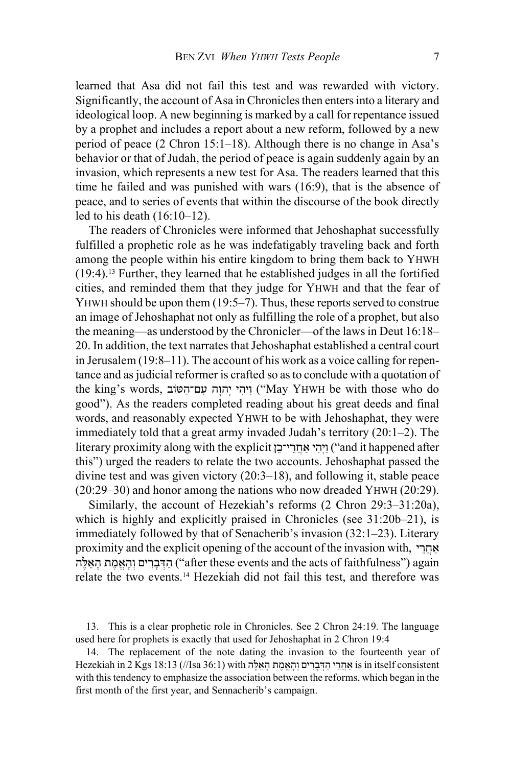learned that Asa did not fail this test and was rewarded with victory. Significantly, the account of Asa in Chronicles then enters into a literary and ideological loop. A new beginning is marked by a call for repentance issued by a prophet and includes a report about a new reform, followed by a new period of peace (2 Chron 15:1–18). Although there is no change in Asa's behavior or that of Judah, the period of peace is again suddenly again by an invasion, which represents a new test for Asa. The readers learned that this time he failed and was punished with wars (16:9), that is the absence of peace, and to series of events that within the discourse of the book directly led to his death (16:10–12).

The readers of Chronicles were informed that Jehoshaphat successfully fulfilled a prophetic role as he was indefatigably traveling back and forth among the people within his entire kingdom to bring them back to YHWH (19:4).[13] Further, they learned that he established judges in all the fortified cities, and reminded them that they judge for YHWH and that the fear of YHWH should be upon them (19:5–7). Thus, these reports served to construe an image of Jehoshaphat not only as fulfilling the role of a prophet, but also the meaning—as understood by the Chronicler—of the laws in Deut 16:18–20. In addition, the text narrates that Jehoshaphat established a central court in Jerusalem (19:8–11). The account of his work as a voice calling for repentance and as judicial reformer is crafted so as to conclude with a quotation of the king's words, וִיהִי יְהוָה עִם־הַטּוֹב ("May YHWH be with those who do good"). As the readers completed reading about his great deeds and final words, and reasonably expected YHWH to be with Jehoshaphat, they were immediately told that a great army invaded Judah's territory (20:1–2). The literary proximity along with the explicit וַיְהִי אַחֲרֵי־כֵן ("and it happened after this") urged the readers to relate the two accounts. Jehoshaphat passed the divine test and was given victory (20:3–18), and following it, stable peace (20:29–30) and honor among the nations who now dreaded YHWH (20:29).

Similarly, the account of Hezekiah's reforms (2 Chron 29:3–31:20a), which is highly and explicitly praised in Chronicles (see 31:20b–21), is immediately followed by that of Senacherib's invasion (32:1–23). Literary proximity and the explicit opening of the account of the invasion with, אַחֲרֵי הַדְּבָרִים וְהָאֱמֶת הָאֵלֶּה ("after these events and the acts of faithfulness") again relate the two events.[14] Hezekiah did not fail this test, and therefore was

13. This is a clear prophetic role in Chronicles. See 2 Chron 24:19. The language used here for prophets is exactly that used for Jehoshaphat in 2 Chron 19:4

14. The replacement of the note dating the invasion to the fourteenth year of Hezekiah in 2 Kgs 18:13 (//Isa 36:1) with אַחֲרֵי הַדְּבָרִים וְהָאֱמֶת הָאֵלֶּה is in itself consistent with this tendency to emphasize the association between the reforms, which began in the first month of the first year, and Sennacherib's campaign.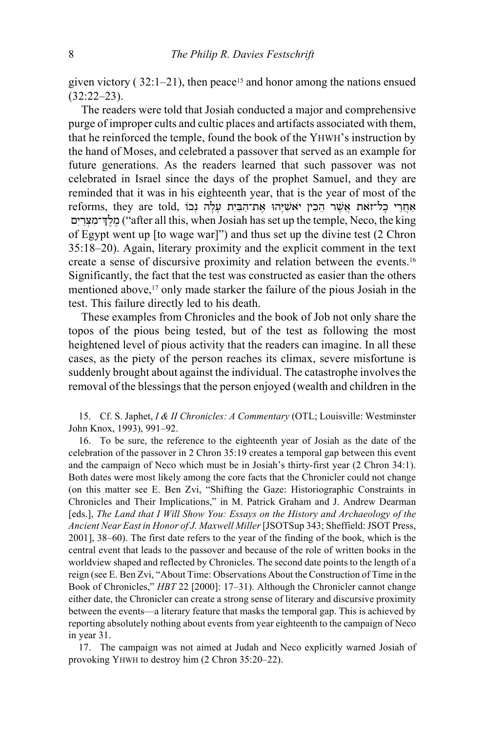given victory ( 32:1–21), then peace[15] and honor among the nations ensued (32:22–23).

The readers were told that Josiah conducted a major and comprehensive purge of improper cults and cultic places and artifacts associated with them, that he reinforced the temple, found the book of the YHWH's instruction by the hand of Moses, and celebrated a passover that served as an example for future generations. As the readers learned that such passover was not celebrated in Israel since the days of the prophet Samuel, and they are reminded that it was in his eighteenth year, that is the year of most of the reforms, they are told, אַחֲרֵי כָל־זֹאת אֲשֶׁר הֵכִין יֹאשִׁיָּהוּ אֶת־הַבַּיִת עָלָה נְכוֹ מֶלֶךְ־מִצְרַיִם ("after all this, when Josiah has set up the temple, Neco, the king of Egypt went up [to wage war]") and thus set up the divine test (2 Chron 35:18–20). Again, literary proximity and the explicit comment in the text create a sense of discursive proximity and relation between the events.[16] Significantly, the fact that the test was constructed as easier than the others mentioned above,[17] only made starker the failure of the pious Josiah in the test. This failure directly led to his death.

These examples from Chronicles and the book of Job not only share the topos of the pious being tested, but of the test as following the most heightened level of pious activity that the readers can imagine. In all these cases, as the piety of the person reaches its climax, severe misfortune is suddenly brought about against the individual. The catastrophe involves the removal of the blessings that the person enjoyed (wealth and children in the

15. Cf. S. Japhet, *I & II Chronicles: A Commentary* (OTL; Louisville: Westminster John Knox, 1993), 991–92.

16. To be sure, the reference to the eighteenth year of Josiah as the date of the celebration of the passover in 2 Chron 35:19 creates a temporal gap between this event and the campaign of Neco which must be in Josiah's thirty-first year (2 Chron 34:1). Both dates were most likely among the core facts that the Chronicler could not change (on this matter see E. Ben Zvi, "Shifting the Gaze: Historiographic Constraints in Chronicles and Their Implications," in M. Patrick Graham and J. Andrew Dearman [eds.], *The Land that I Will Show You: Essays on the History and Archaeology of the Ancient Near East in Honor of J. Maxwell Miller* [JSOTSup 343; Sheffield: JSOT Press, 2001], 38–60). The first date refers to the year of the finding of the book, which is the central event that leads to the passover and because of the role of written books in the worldview shaped and reflected by Chronicles. The second date points to the length of a reign (see E. Ben Zvi, "About Time: Observations About the Construction of Time in the Book of Chronicles," *HBT* 22 [2000]: 17–31). Although the Chronicler cannot change either date, the Chronicler can create a strong sense of literary and discursive proximity between the events—a literary feature that masks the temporal gap. This is achieved by reporting absolutely nothing about events from year eighteenth to the campaign of Neco in year 31.

17. The campaign was not aimed at Judah and Neco explicitly warned Josiah of provoking YHWH to destroy him (2 Chron 35:20–22).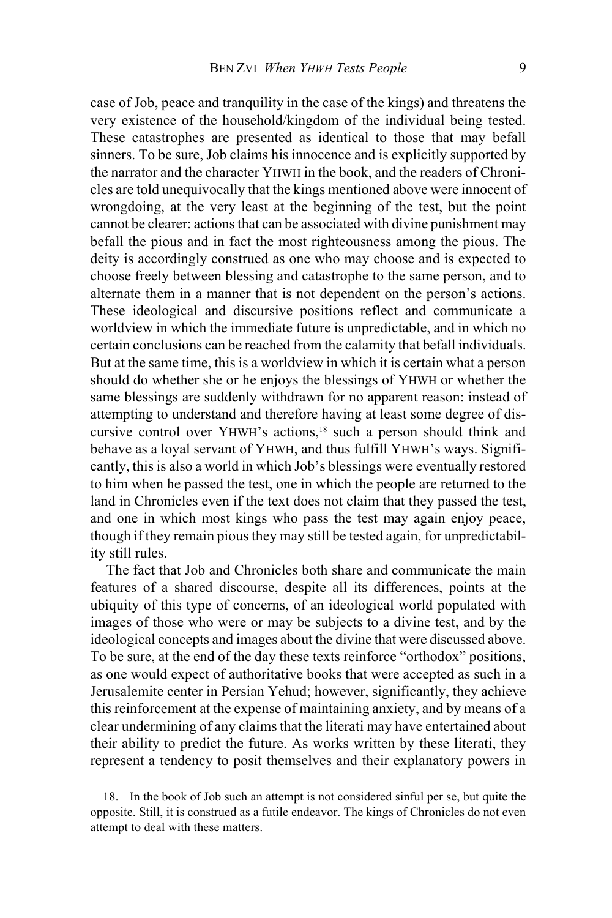case of Job, peace and tranquility in the case of the kings) and threatens the very existence of the household/kingdom of the individual being tested. These catastrophes are presented as identical to those that may befall sinners. To be sure, Job claims his innocence and is explicitly supported by the narrator and the character YHWH in the book, and the readers of Chronicles are told unequivocally that the kings mentioned above were innocent of wrongdoing, at the very least at the beginning of the test, but the point cannot be clearer: actions that can be associated with divine punishment may befall the pious and in fact the most righteousness among the pious. The deity is accordingly construed as one who may choose and is expected to choose freely between blessing and catastrophe to the same person, and to alternate them in a manner that is not dependent on the person's actions. These ideological and discursive positions reflect and communicate a worldview in which the immediate future is unpredictable, and in which no certain conclusions can be reached from the calamity that befall individuals. But at the same time, this is a worldview in which it is certain what a person should do whether she or he enjoys the blessings of YHWH or whether the same blessings are suddenly withdrawn for no apparent reason: instead of attempting to understand and therefore having at least some degree of discursive control over YHWH's actions,[18] such a person should think and behave as a loyal servant of YHWH, and thus fulfill YHWH's ways. Significantly, this is also a world in which Job's blessings were eventually restored to him when he passed the test, one in which the people are returned to the land in Chronicles even if the text does not claim that they passed the test, and one in which most kings who pass the test may again enjoy peace, though if they remain pious they may still be tested again, for unpredictability still rules.

The fact that Job and Chronicles both share and communicate the main features of a shared discourse, despite all its differences, points at the ubiquity of this type of concerns, of an ideological world populated with images of those who were or may be subjects to a divine test, and by the ideological concepts and images about the divine that were discussed above. To be sure, at the end of the day these texts reinforce "orthodox" positions, as one would expect of authoritative books that were accepted as such in a Jerusalemite center in Persian Yehud; however, significantly, they achieve this reinforcement at the expense of maintaining anxiety, and by means of a clear undermining of any claims that the literati may have entertained about their ability to predict the future. As works written by these literati, they represent a tendency to posit themselves and their explanatory powers in

18. In the book of Job such an attempt is not considered sinful per se, but quite the opposite. Still, it is construed as a futile endeavor. The kings of Chronicles do not even attempt to deal with these matters.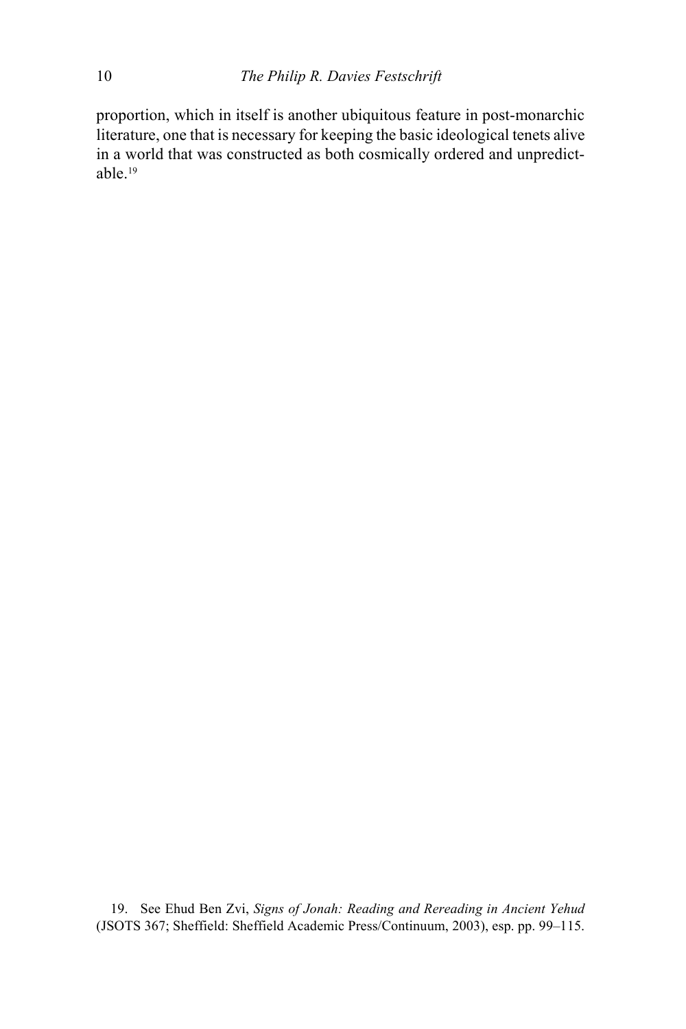proportion, which in itself is another ubiquitous feature in post-monarchic literature, one that is necessary for keeping the basic ideological tenets alive in a world that was constructed as both cosmically ordered and unpredictable.[19]

19. See Ehud Ben Zvi, *Signs of Jonah: Reading and Rereading in Ancient Yehud* (JSOTS 367; Sheffield: Sheffield Academic Press/Continuum, 2003), esp. pp. 99–115.